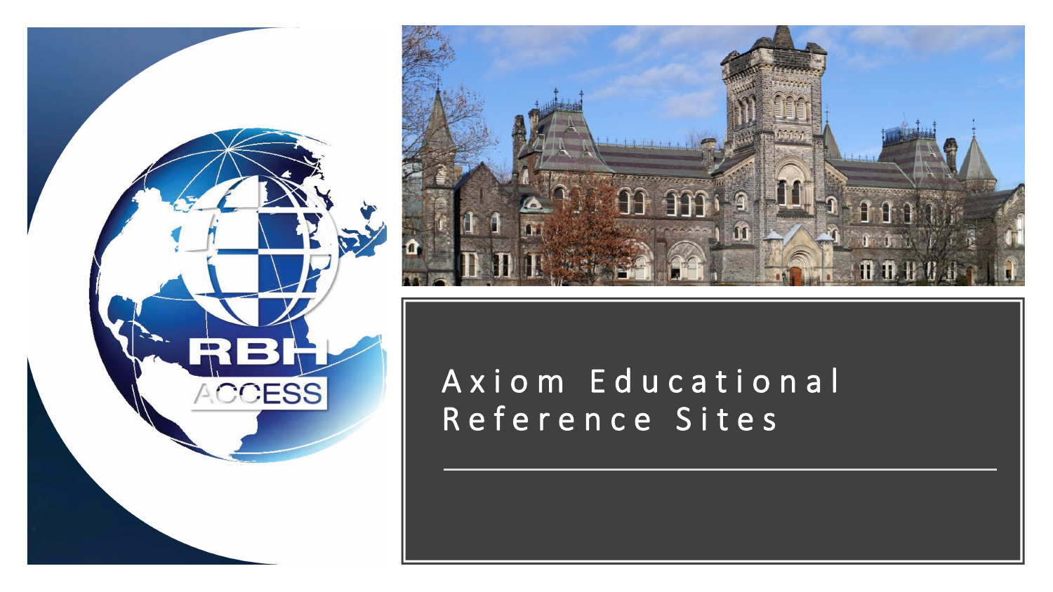# Axiom Educational Reference Sites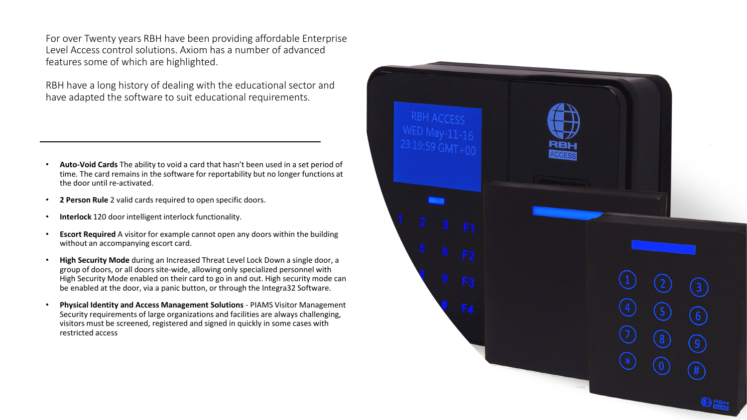For over Twenty years RBH have been providing affordable Enterprise Level Access control solutions. Axiom has a number of advanced features some of which are highlighted.

RBH have a long history of dealing with the educational sector and have adapted the software to suit educational requirements.

---

- **Auto-Void Cards** The ability to void a card that hasn't been used in a set period of time. The card remains in the software for reportability but no longer functions at the door until re-activated.
- **2 Person Rule** 2 valid cards required to open specific doors.
- **Interlock** 120 door intelligent interlock functionality.
- **Escort Required** A visitor for example cannot open any doors within the building without an accompanying escort card.
- **High Security Mode** during an Increased Threat Level Lock Down a single door, a group of doors, or all doors site-wide, allowing only specialized personnel with High Security Mode enabled on their card to go in and out. High security mode can be enabled at the door, via a panic button, or through the Integra32 Software.
- **Physical Identity and Access Management Solutions** - PIAMS Visitor Management Security requirements of large organizations and facilities are always challenging, visitors must be screened, registered and signed in quickly in some cases with restricted access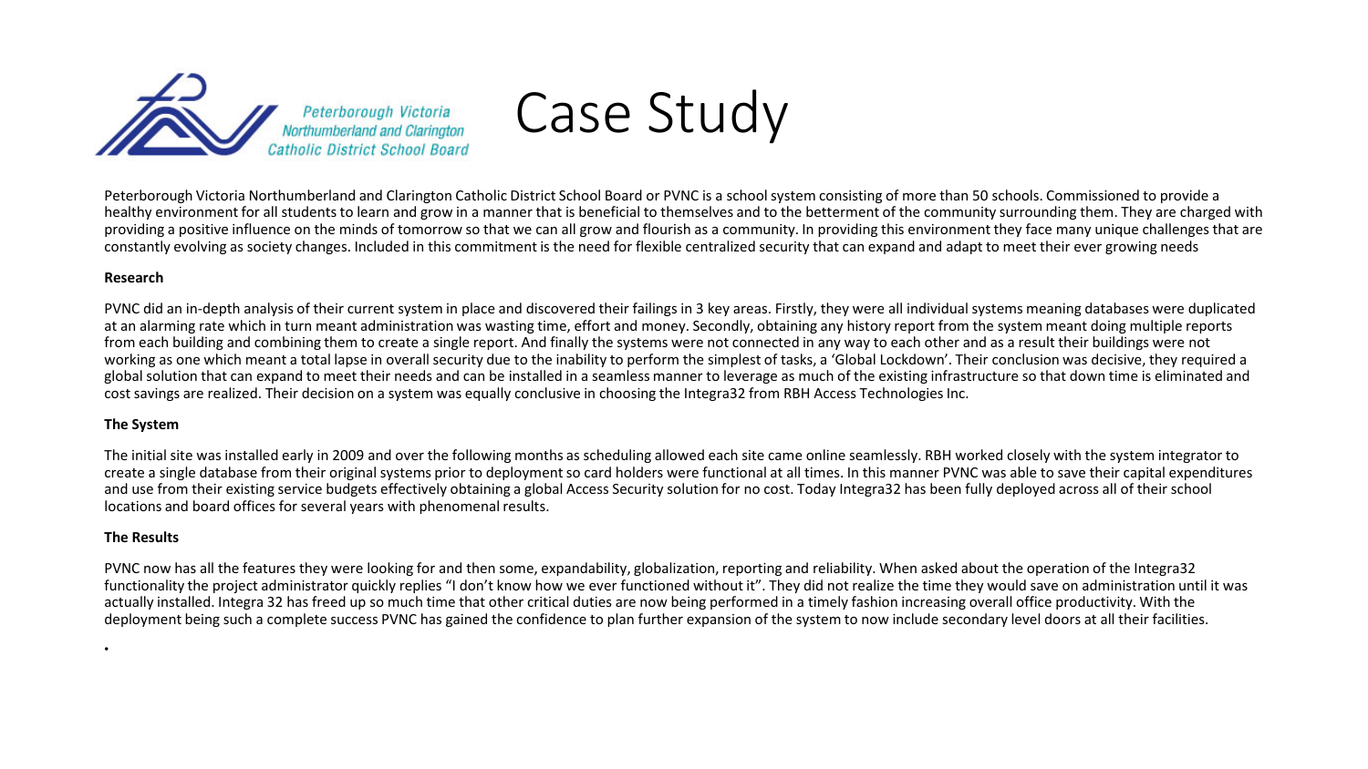Peterborough Victoria Northumberland and Clarington Catholic District School Board

# Case Study

Peterborough Victoria Northumberland and Clarington Catholic District School Board or PVNC is a school system consisting of more than 50 schools. Commissioned to provide a healthy environment for all students to learn and grow in a manner that is beneficial to themselves and to the betterment of the community surrounding them. They are charged with providing a positive influence on the minds of tomorrow so that we can all grow and flourish as a community. In providing this environment they face many unique challenges that are constantly evolving as society changes. Included in this commitment is the need for flexible centralized security that can expand and adapt to meet their ever growing needs

**Research**

PVNC did an in-depth analysis of their current system in place and discovered their failings in 3 key areas. Firstly, they were all individual systems meaning databases were duplicated at an alarming rate which in turn meant administration was wasting time, effort and money. Secondly, obtaining any history report from the system meant doing multiple reports from each building and combining them to create a single report. And finally the systems were not connected in any way to each other and as a result their buildings were not working as one which meant a total lapse in overall security due to the inability to perform the simplest of tasks, a 'Global Lockdown'. Their conclusion was decisive, they required a global solution that can expand to meet their needs and can be installed in a seamless manner to leverage as much of the existing infrastructure so that down time is eliminated and cost savings are realized. Their decision on a system was equally conclusive in choosing the Integra32 from RBH Access Technologies Inc.

**The System**

The initial site was installed early in 2009 and over the following months as scheduling allowed each site came online seamlessly. RBH worked closely with the system integrator to create a single database from their original systems prior to deployment so card holders were functional at all times. In this manner PVNC was able to save their capital expenditures and use from their existing service budgets effectively obtaining a global Access Security solution for no cost. Today Integra32 has been fully deployed across all of their school locations and board offices for several years with phenomenal results.

**The Results**

PVNC now has all the features they were looking for and then some, expandability, globalization, reporting and reliability. When asked about the operation of the Integra32 functionality the project administrator quickly replies "I don't know how we ever functioned without it". They did not realize the time they would save on administration until it was actually installed. Integra 32 has freed up so much time that other critical duties are now being performed in a timely fashion increasing overall office productivity. With the deployment being such a complete success PVNC has gained the confidence to plan further expansion of the system to now include secondary level doors at all their facilities.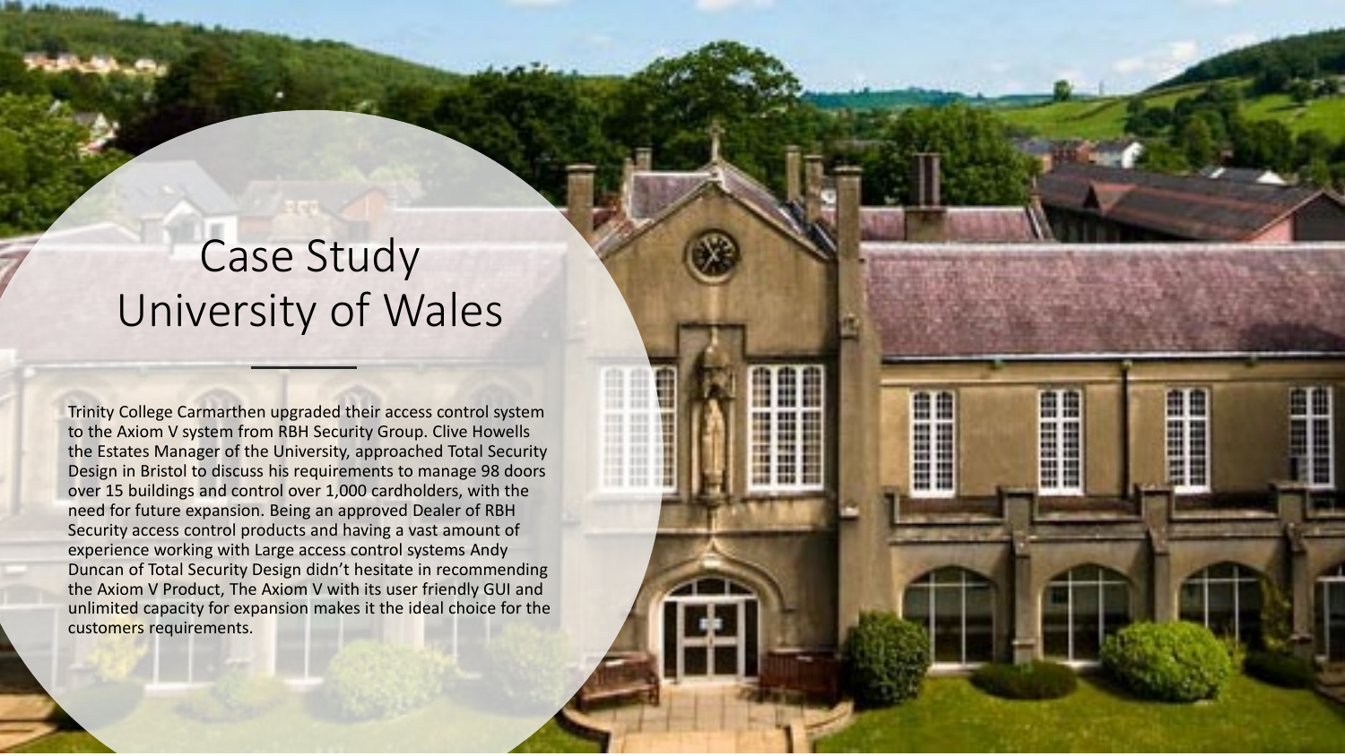# Case Study
# University of Wales

Trinity College Carmarthen upgraded their access control system to the Axiom V system from RBH Security Group. Clive Howells the Estates Manager of the University, approached Total Security Design in Bristol to discuss his requirements to manage 98 doors over 15 buildings and control over 1,000 cardholders, with the need for future expansion. Being an approved Dealer of RBH Security access control products and having a vast amount of experience working with Large access control systems Andy Duncan of Total Security Design didn't hesitate in recommending the Axiom V Product, The Axiom V with its user friendly GUI and unlimited capacity for expansion makes it the ideal choice for the customers requirements.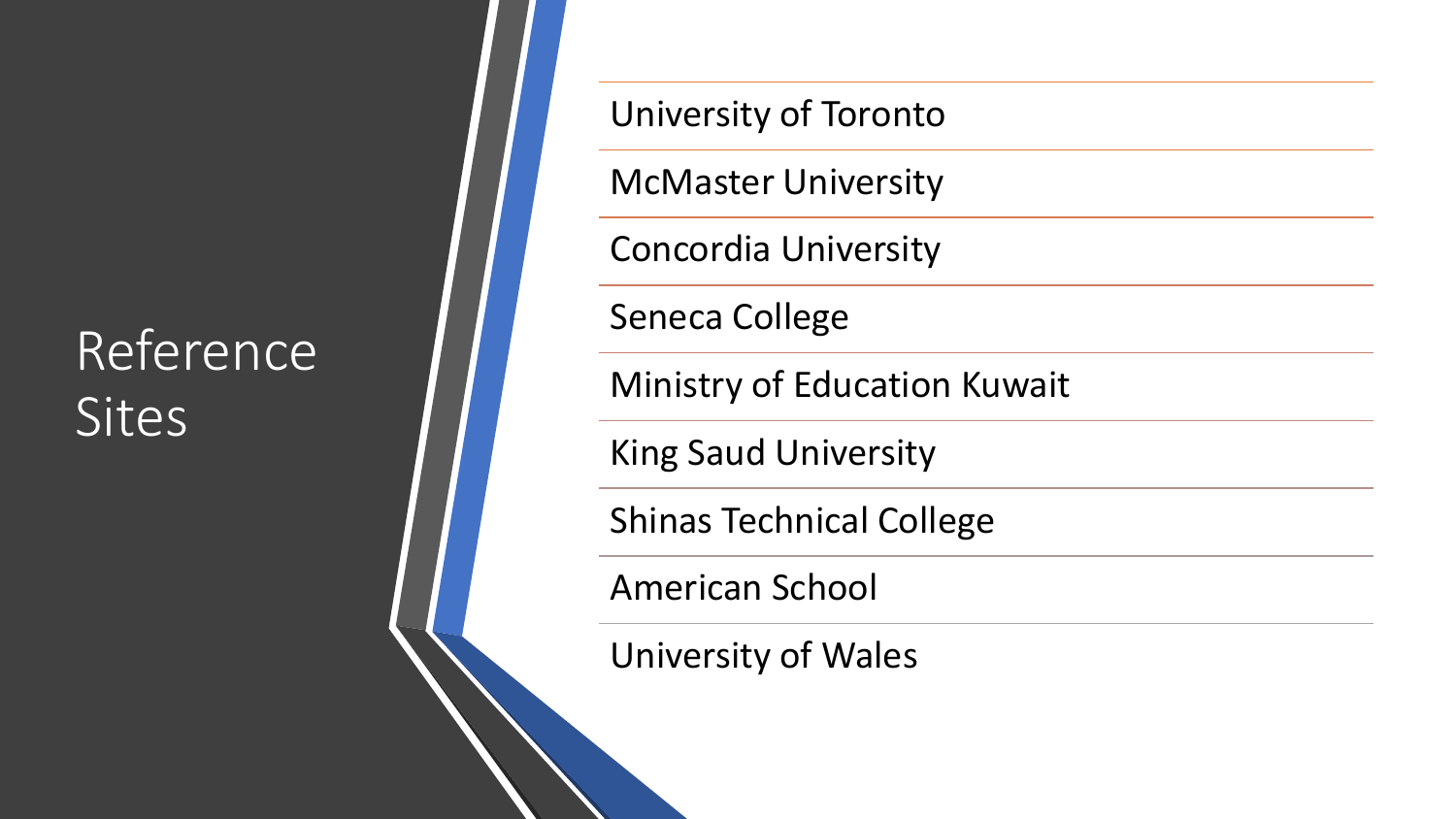# Reference Sites

- University of Toronto
- McMaster University
- Concordia University
- Seneca College
- Ministry of Education Kuwait
- King Saud University
- Shinas Technical College
- American School
- University of Wales